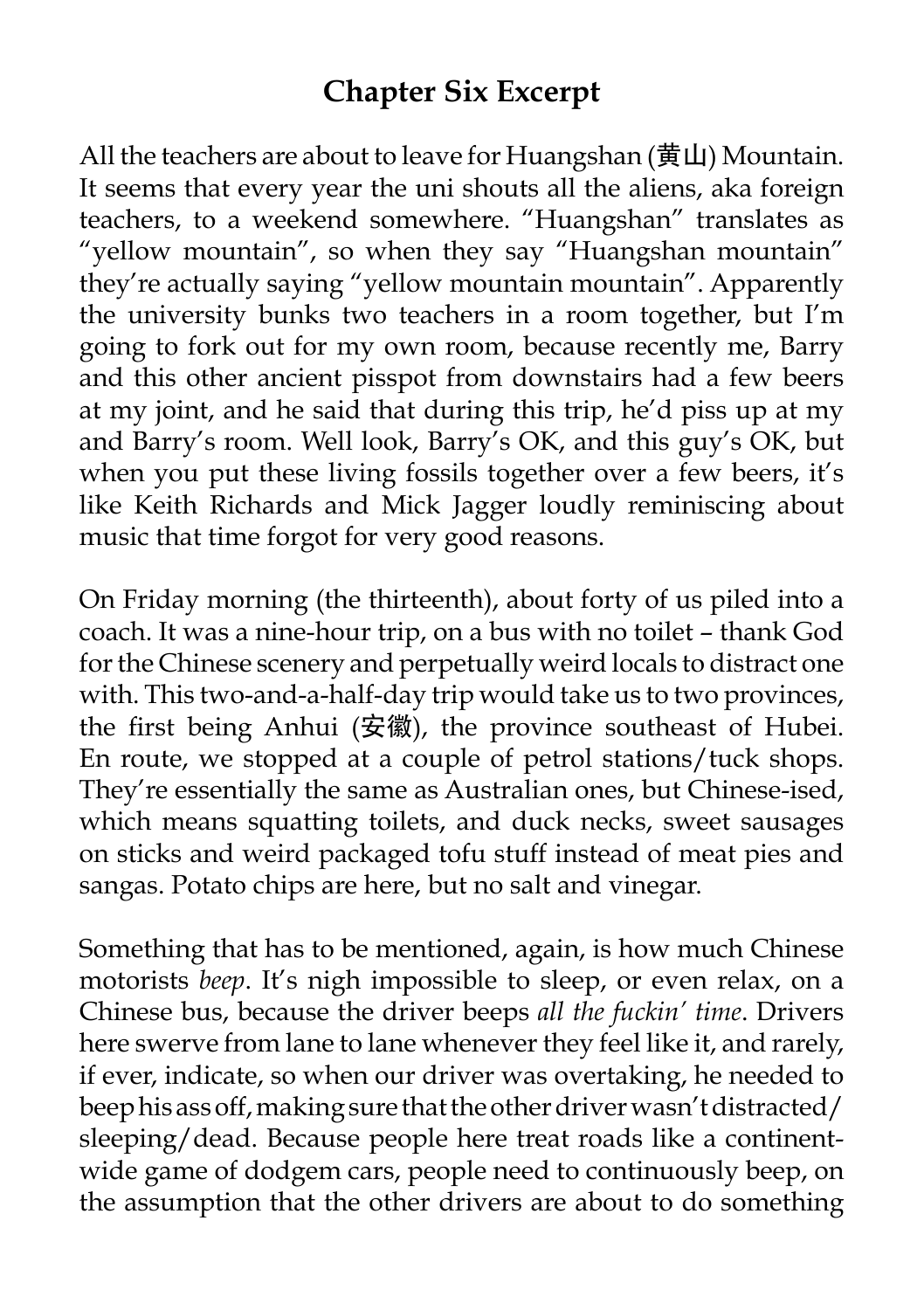## Chapter Six Excerpt

All the teachers are about to leave for Huangshan (黄山) Mountain. It seems that every year the uni shouts all the aliens, aka foreign teachers, to a weekend somewhere. "Huangshan" translates as "yellow mountain", so when they say "Huangshan mountain" they're actually saying "yellow mountain mountain". Apparently the university bunks two teachers in a room together, but I'm going to fork out for my own room, because recently me, Barry and this other ancient pisspot from downstairs had a few beers at my joint, and he said that during this trip, he'd piss up at my and Barry's room. Well look, Barry's OK, and this guy's OK, but when you put these living fossils together over a few beers, it's like Keith Richards and Mick Jagger loudly reminiscing about music that time forgot for very good reasons.

On Friday morning (the thirteenth), about forty of us piled into a coach. It was a nine-hour trip, on a bus with no toilet – thank God for the Chinese scenery and perpetually weird locals to distract one with. This two-and-a-half-day trip would take us to two provinces, the first being Anhui (安徽), the province southeast of Hubei. En route, we stopped at a couple of petrol stations/tuck shops. They're essentially the same as Australian ones, but Chinese-ised, which means squatting toilets, and duck necks, sweet sausages on sticks and weird packaged tofu stuff instead of meat pies and sangas. Potato chips are here, but no salt and vinegar.

Something that has to be mentioned, again, is how much Chinese motorists *beep*. It's nigh impossible to sleep, or even relax, on a Chinese bus, because the driver beeps *all the fuckin' time*. Drivers here swerve from lane to lane whenever they feel like it, and rarely, if ever, indicate, so when our driver was overtaking, he needed to beep his ass off, making sure that the other driver wasn't distracted/sleeping/dead. Because people here treat roads like a continent-wide game of dodgem cars, people need to continuously beep, on the assumption that the other drivers are about to do something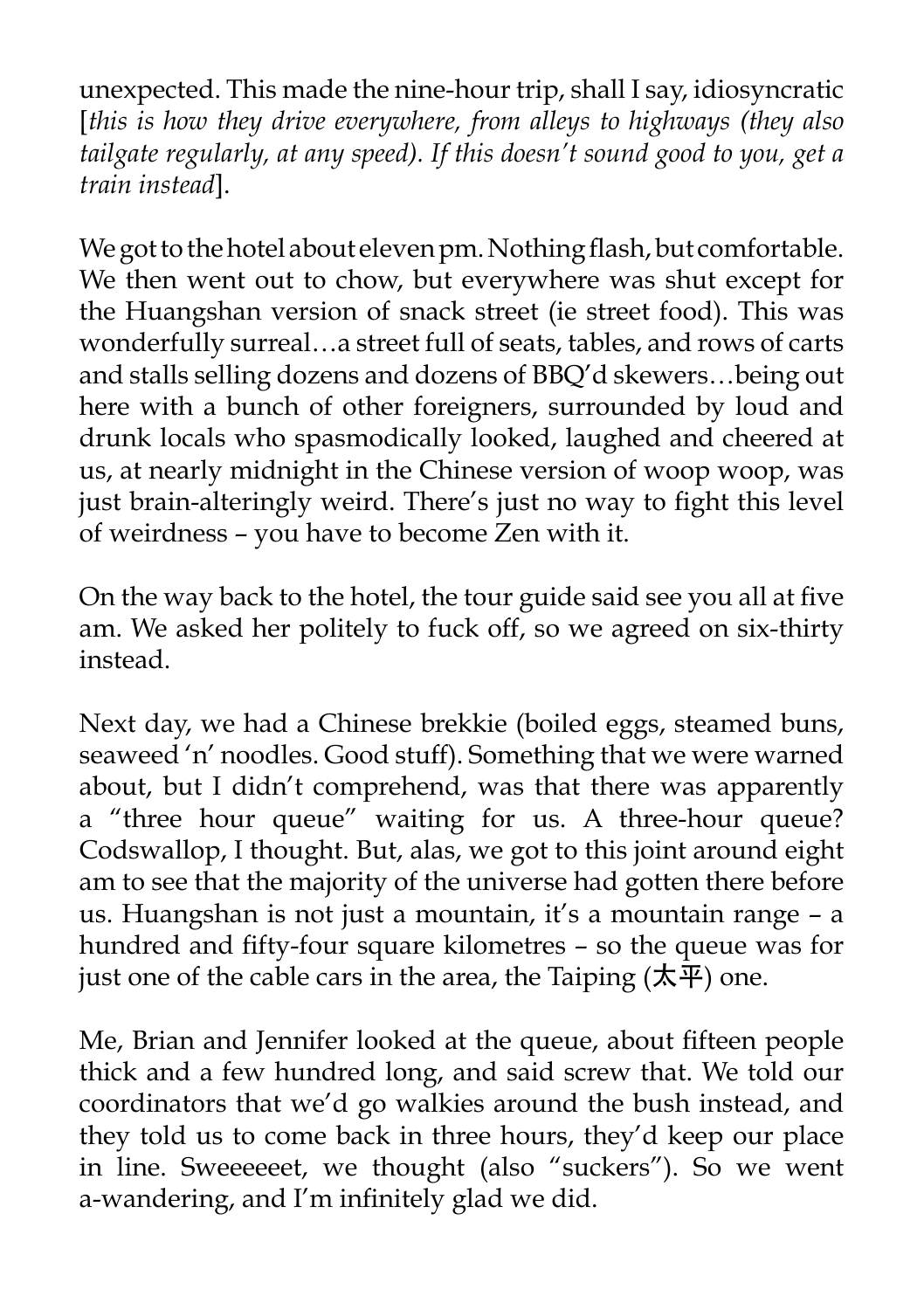unexpected. This made the nine-hour trip, shall I say, idiosyncratic [*this is how they drive everywhere, from alleys to highways (they also tailgate regularly, at any speed). If this doesn't sound good to you, get a train instead*].

We got to the hotel about eleven pm. Nothing flash, but comfortable. We then went out to chow, but everywhere was shut except for the Huangshan version of snack street (ie street food). This was wonderfully surreal…a street full of seats, tables, and rows of carts and stalls selling dozens and dozens of BBQ'd skewers…being out here with a bunch of other foreigners, surrounded by loud and drunk locals who spasmodically looked, laughed and cheered at us, at nearly midnight in the Chinese version of woop woop, was just brain-alteringly weird. There's just no way to fight this level of weirdness – you have to become Zen with it.

On the way back to the hotel, the tour guide said see you all at five am. We asked her politely to fuck off, so we agreed on six-thirty instead.

Next day, we had a Chinese brekkie (boiled eggs, steamed buns, seaweed 'n' noodles. Good stuff). Something that we were warned about, but I didn't comprehend, was that there was apparently a "three hour queue" waiting for us. A three-hour queue? Codswallop, I thought. But, alas, we got to this joint around eight am to see that the majority of the universe had gotten there before us. Huangshan is not just a mountain, it's a mountain range – a hundred and fifty-four square kilometres – so the queue was for just one of the cable cars in the area, the Taiping (太平) one.

Me, Brian and Jennifer looked at the queue, about fifteen people thick and a few hundred long, and said screw that. We told our coordinators that we'd go walkies around the bush instead, and they told us to come back in three hours, they'd keep our place in line. Sweeeeeet, we thought (also "suckers"). So we went a-wandering, and I'm infinitely glad we did.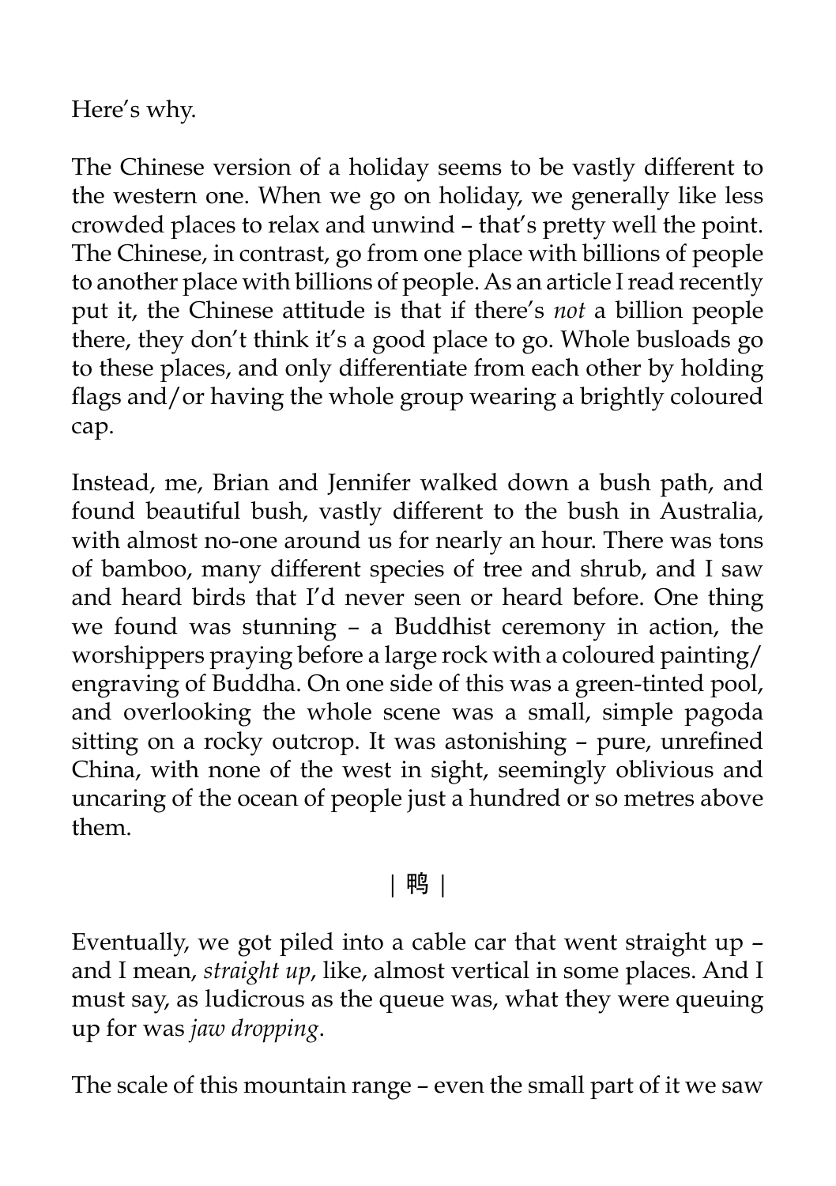Here's why.

The Chinese version of a holiday seems to be vastly different to the western one. When we go on holiday, we generally like less crowded places to relax and unwind – that's pretty well the point. The Chinese, in contrast, go from one place with billions of people to another place with billions of people. As an article I read recently put it, the Chinese attitude is that if there's *not* a billion people there, they don't think it's a good place to go. Whole busloads go to these places, and only differentiate from each other by holding flags and/or having the whole group wearing a brightly coloured cap.

Instead, me, Brian and Jennifer walked down a bush path, and found beautiful bush, vastly different to the bush in Australia, with almost no-one around us for nearly an hour. There was tons of bamboo, many different species of tree and shrub, and I saw and heard birds that I'd never seen or heard before. One thing we found was stunning – a Buddhist ceremony in action, the worshippers praying before a large rock with a coloured painting/engraving of Buddha. On one side of this was a green-tinted pool, and overlooking the whole scene was a small, simple pagoda sitting on a rocky outcrop. It was astonishing – pure, unrefined China, with none of the west in sight, seemingly oblivious and uncaring of the ocean of people just a hundred or so metres above them.

| 鸭 |

Eventually, we got piled into a cable car that went straight up – and I mean, *straight up*, like, almost vertical in some places. And I must say, as ludicrous as the queue was, what they were queuing up for was *jaw dropping*.

The scale of this mountain range – even the small part of it we saw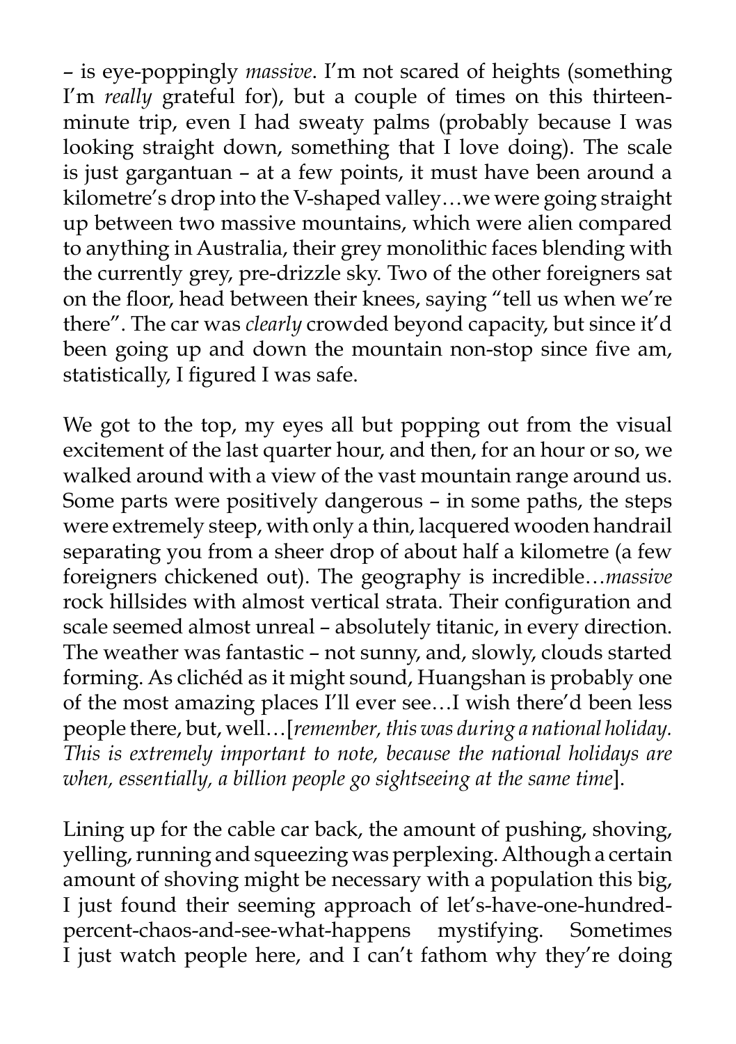– is eye-poppingly *massive*. I'm not scared of heights (something I'm *really* grateful for), but a couple of times on this thirteen-minute trip, even I had sweaty palms (probably because I was looking straight down, something that I love doing). The scale is just gargantuan – at a few points, it must have been around a kilometre's drop into the V-shaped valley…we were going straight up between two massive mountains, which were alien compared to anything in Australia, their grey monolithic faces blending with the currently grey, pre-drizzle sky. Two of the other foreigners sat on the floor, head between their knees, saying "tell us when we're there". The car was *clearly* crowded beyond capacity, but since it'd been going up and down the mountain non-stop since five am, statistically, I figured I was safe.

We got to the top, my eyes all but popping out from the visual excitement of the last quarter hour, and then, for an hour or so, we walked around with a view of the vast mountain range around us. Some parts were positively dangerous – in some paths, the steps were extremely steep, with only a thin, lacquered wooden handrail separating you from a sheer drop of about half a kilometre (a few foreigners chickened out). The geography is incredible…*massive* rock hillsides with almost vertical strata. Their configuration and scale seemed almost unreal – absolutely titanic, in every direction. The weather was fantastic – not sunny, and, slowly, clouds started forming. As clichéd as it might sound, Huangshan is probably one of the most amazing places I'll ever see…I wish there'd been less people there, but, well…[*remember, this was during a national holiday. This is extremely important to note, because the national holidays are when, essentially, a billion people go sightseeing at the same time*].

Lining up for the cable car back, the amount of pushing, shoving, yelling, running and squeezing was perplexing. Although a certain amount of shoving might be necessary with a population this big, I just found their seeming approach of let's-have-one-hundred-percent-chaos-and-see-what-happens mystifying. Sometimes I just watch people here, and I can't fathom why they're doing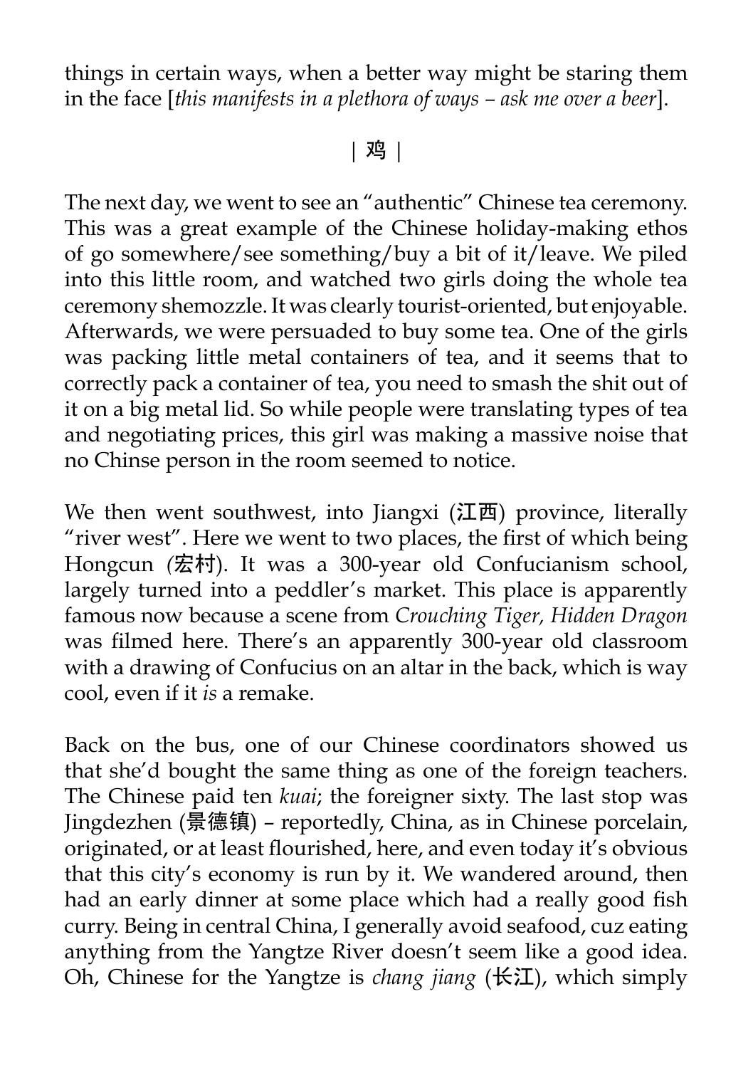things in certain ways, when a better way might be staring them in the face [*this manifests in a plethora of ways – ask me over a beer*].

| 鸡 |

The next day, we went to see an "authentic" Chinese tea ceremony. This was a great example of the Chinese holiday-making ethos of go somewhere/see something/buy a bit of it/leave. We piled into this little room, and watched two girls doing the whole tea ceremony shemozzle. It was clearly tourist-oriented, but enjoyable. Afterwards, we were persuaded to buy some tea. One of the girls was packing little metal containers of tea, and it seems that to correctly pack a container of tea, you need to smash the shit out of it on a big metal lid. So while people were translating types of tea and negotiating prices, this girl was making a massive noise that no Chinse person in the room seemed to notice.

We then went southwest, into Jiangxi (江西) province, literally "river west". Here we went to two places, the first of which being Hongcun (宏村). It was a 300-year old Confucianism school, largely turned into a peddler's market. This place is apparently famous now because a scene from *Crouching Tiger, Hidden Dragon* was filmed here. There's an apparently 300-year old classroom with a drawing of Confucius on an altar in the back, which is way cool, even if it *is* a remake.

Back on the bus, one of our Chinese coordinators showed us that she'd bought the same thing as one of the foreign teachers. The Chinese paid ten *kuai*; the foreigner sixty. The last stop was Jingdezhen (景德镇) – reportedly, China, as in Chinese porcelain, originated, or at least flourished, here, and even today it's obvious that this city's economy is run by it. We wandered around, then had an early dinner at some place which had a really good fish curry. Being in central China, I generally avoid seafood, cuz eating anything from the Yangtze River doesn't seem like a good idea. Oh, Chinese for the Yangtze is *chang jiang* (长江), which simply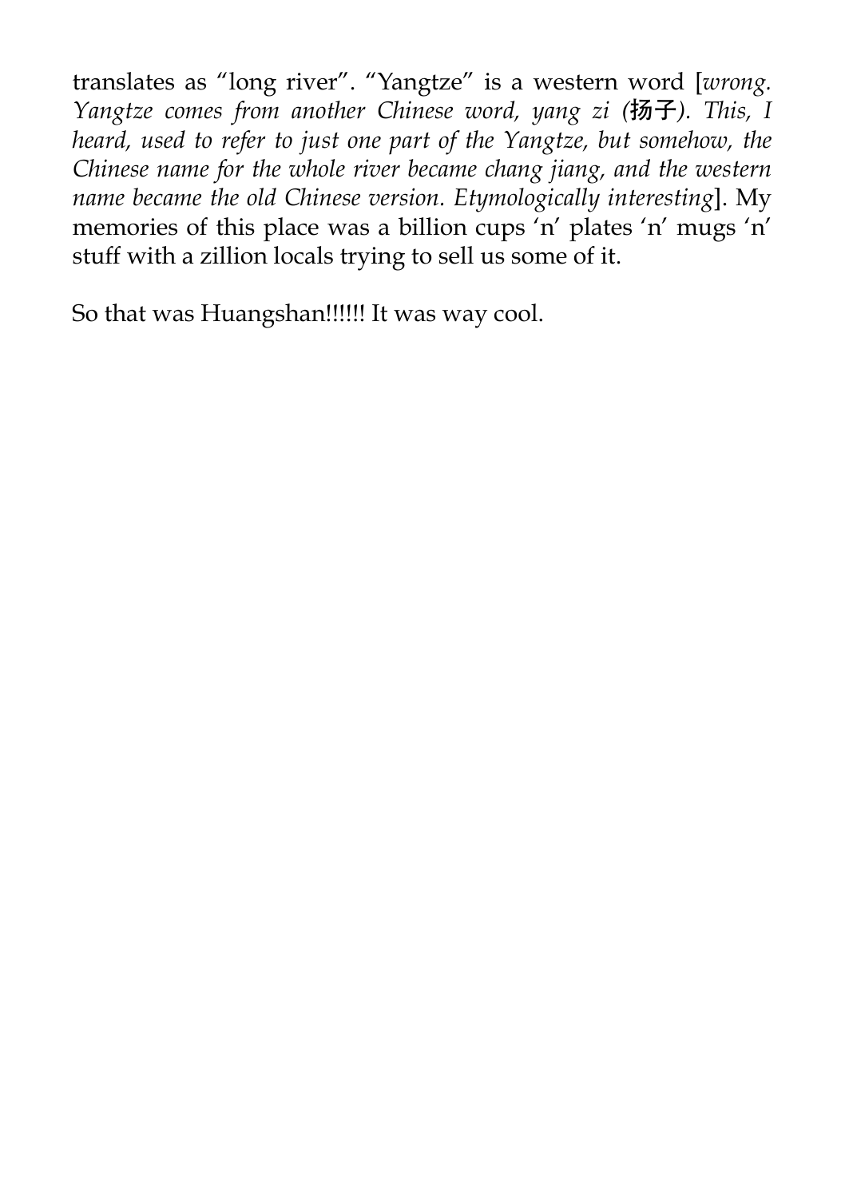translates as "long river". "Yangtze" is a western word [*wrong. Yangtze comes from another Chinese word, yang zi (*扬子*). This, I heard, used to refer to just one part of the Yangtze, but somehow, the Chinese name for the whole river became chang jiang, and the western name became the old Chinese version. Etymologically interesting*]. My memories of this place was a billion cups 'n' plates 'n' mugs 'n' stuff with a zillion locals trying to sell us some of it.

So that was Huangshan!!!!!! It was way cool.